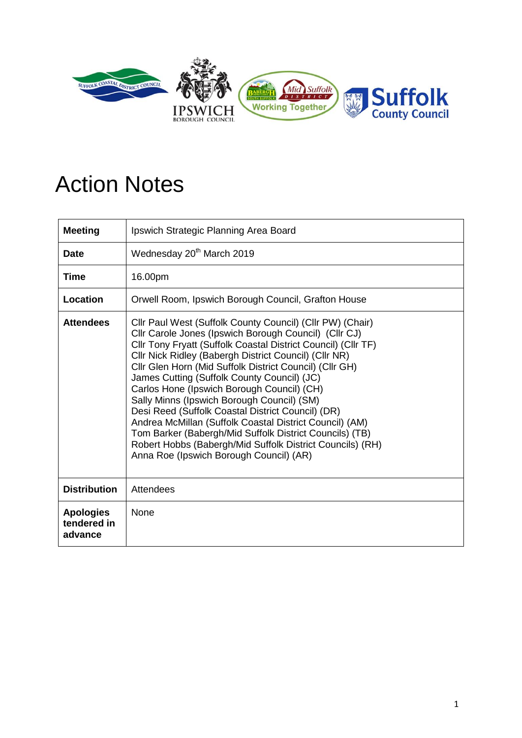# Action Notes

| Meeting | Ipswich Strategic Planning Area Board |
|---|---|
| **Date** | Wednesday 20th March 2019 |
| **Time** | 16.00pm |
| **Location** | Orwell Room, Ipswich Borough Council, Grafton House |
| **Attendees** | Cllr Paul West (Suffolk County Council) (Cllr PW) (Chair)<br>Cllr Carole Jones (Ipswich Borough Council) (Cllr CJ)<br>Cllr Tony Fryatt (Suffolk Coastal District Council) (Cllr TF)<br>Cllr Nick Ridley (Babergh District Council) (Cllr NR)<br>Cllr Glen Horn (Mid Suffolk District Council) (Cllr GH)<br>James Cutting (Suffolk County Council) (JC)<br>Carlos Hone (Ipswich Borough Council) (CH)<br>Sally Minns (Ipswich Borough Council) (SM)<br>Desi Reed (Suffolk Coastal District Council) (DR)<br>Andrea McMillan (Suffolk Coastal District Council) (AM)<br>Tom Barker (Babergh/Mid Suffolk District Councils) (TB)<br>Robert Hobbs (Babergh/Mid Suffolk District Councils) (RH)<br>Anna Roe (Ipswich Borough Council) (AR) |
| **Distribution** | Attendees |
| **Apologies tendered in advance** | None |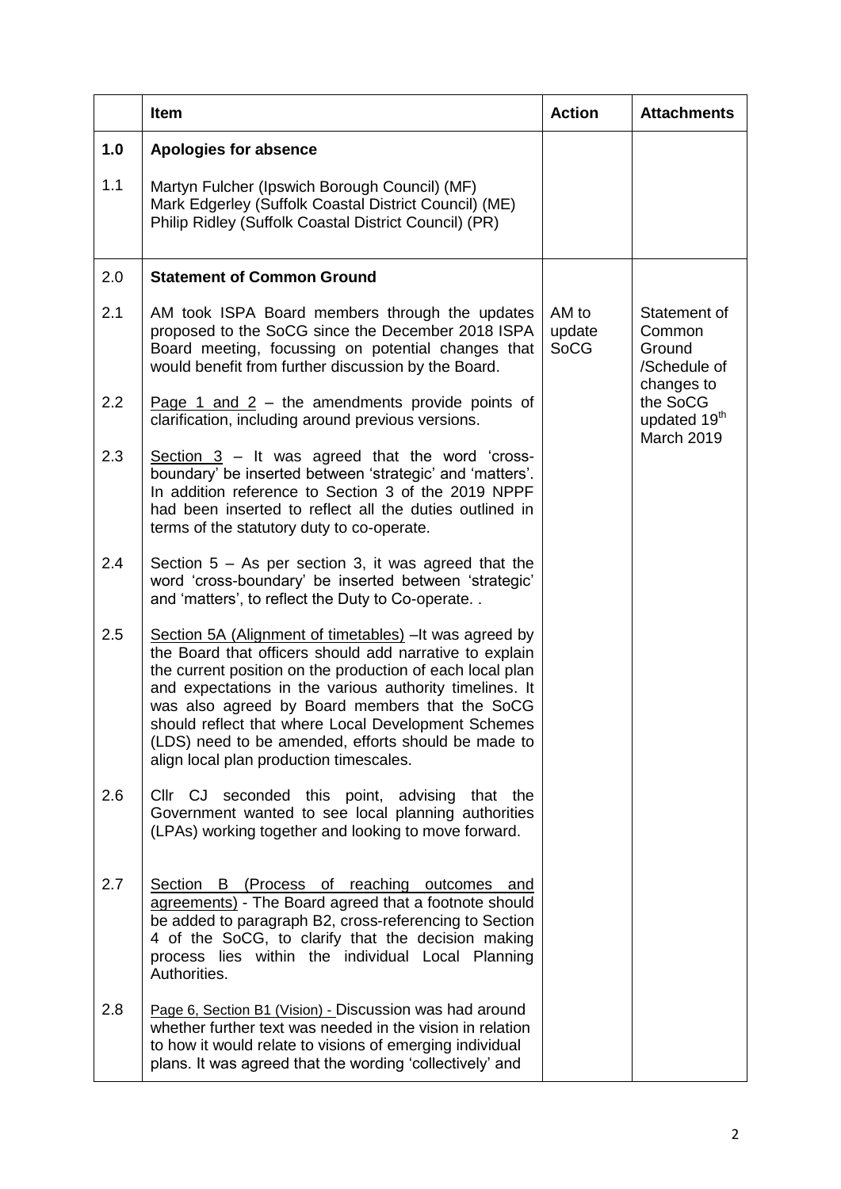| | Item | Action | Attachments |
|---|---|---|---|
| **1.0** | **Apologies for absence** | | |
| 1.1 | Martyn Fulcher (Ipswich Borough Council) (MF)<br>Mark Edgerley (Suffolk Coastal District Council) (ME)<br>Philip Ridley (Suffolk Coastal District Council) (PR) | | |
| 2.0 | **Statement of Common Ground** | | |
| 2.1 | AM took ISPA Board members through the updates proposed to the SoCG since the December 2018 ISPA Board meeting, focussing on potential changes that would benefit from further discussion by the Board. | AM to update SoCG | Statement of Common Ground /Schedule of changes to the SoCG updated 19th March 2019 |
| 2.2 | Page 1 and 2 – the amendments provide points of clarification, including around previous versions. | | |
| 2.3 | Section 3 – It was agreed that the word 'cross-boundary' be inserted between 'strategic' and 'matters'. In addition reference to Section 3 of the 2019 NPPF had been inserted to reflect all the duties outlined in terms of the statutory duty to co-operate. | | |
| 2.4 | Section 5 – As per section 3, it was agreed that the word 'cross-boundary' be inserted between 'strategic' and 'matters', to reflect the Duty to Co-operate. . | | |
| 2.5 | Section 5A (Alignment of timetables) –It was agreed by the Board that officers should add narrative to explain the current position on the production of each local plan and expectations in the various authority timelines. It was also agreed by Board members that the SoCG should reflect that where Local Development Schemes (LDS) need to be amended, efforts should be made to align local plan production timescales. | | |
| 2.6 | Cllr CJ seconded this point, advising that the Government wanted to see local planning authorities (LPAs) working together and looking to move forward. | | |
| 2.7 | Section B (Process of reaching outcomes and agreements) - The Board agreed that a footnote should be added to paragraph B2, cross-referencing to Section 4 of the SoCG, to clarify that the decision making process lies within the individual Local Planning Authorities. | | |
| 2.8 | Page 6, Section B1 (Vision) - Discussion was had around whether further text was needed in the vision in relation to how it would relate to visions of emerging individual plans. It was agreed that the wording 'collectively' and | | |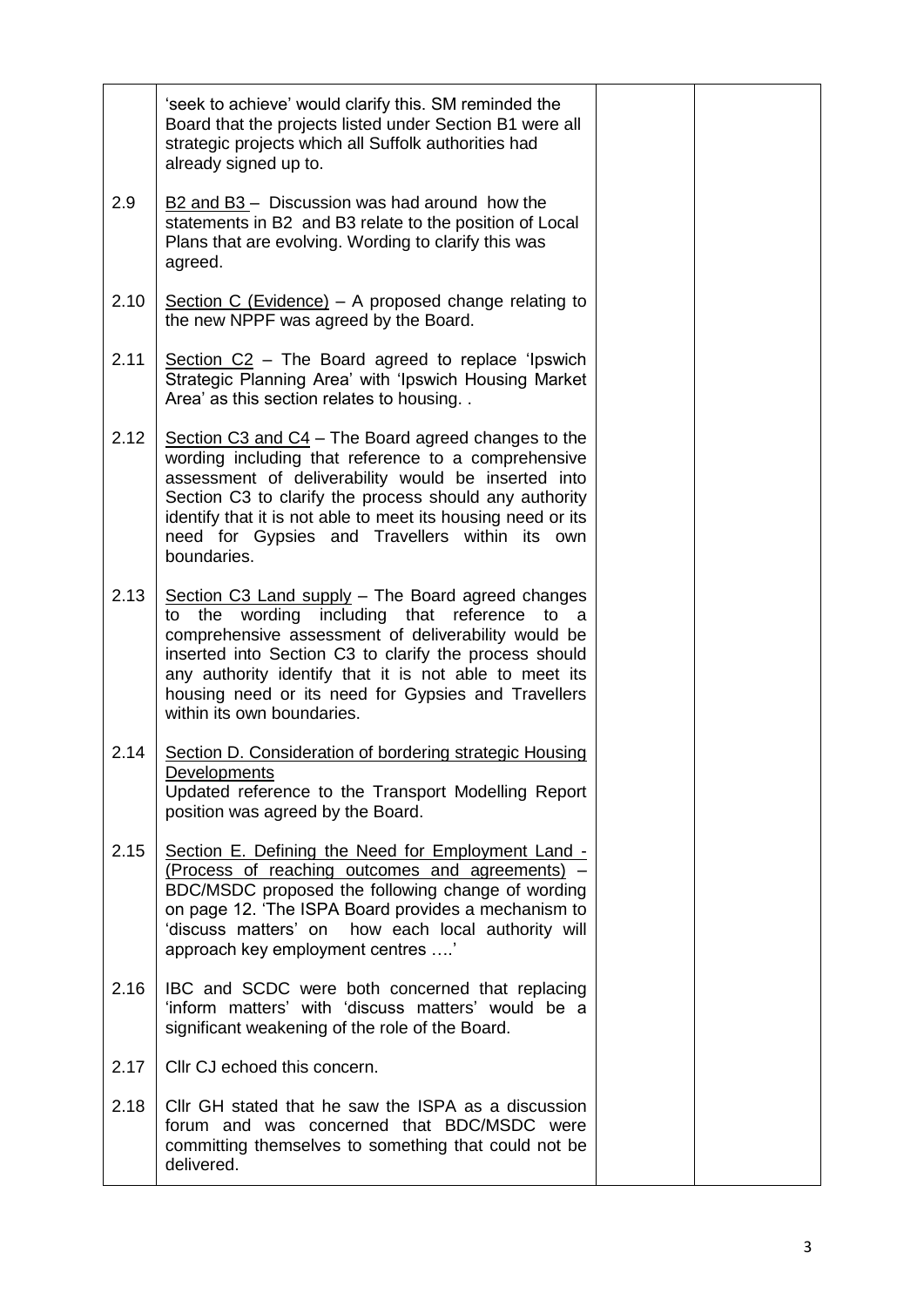| | | | |
|---|---|---|---|
| | 'seek to achieve' would clarify this. SM reminded the Board that the projects listed under Section B1 were all strategic projects which all Suffolk authorities had already signed up to. | | |
| 2.9 | <u>B2 and B3</u> – Discussion was had around how the statements in B2 and B3 relate to the position of Local Plans that are evolving. Wording to clarify this was agreed. | | |
| 2.10 | <u>Section C (Evidence)</u> – A proposed change relating to the new NPPF was agreed by the Board. | | |
| 2.11 | <u>Section C2</u> – The Board agreed to replace 'Ipswich Strategic Planning Area' with 'Ipswich Housing Market Area' as this section relates to housing. . | | |
| 2.12 | <u>Section C3 and C4</u> – The Board agreed changes to the wording including that reference to a comprehensive assessment of deliverability would be inserted into Section C3 to clarify the process should any authority identify that it is not able to meet its housing need or its need for Gypsies and Travellers within its own boundaries. | | |
| 2.13 | <u>Section C3 Land supply</u> – The Board agreed changes to the wording including that reference to a comprehensive assessment of deliverability would be inserted into Section C3 to clarify the process should any authority identify that it is not able to meet its housing need or its need for Gypsies and Travellers within its own boundaries. | | |
| 2.14 | <u>Section D. Consideration of bordering strategic Housing Developments</u><br>Updated reference to the Transport Modelling Report position was agreed by the Board. | | |
| 2.15 | <u>Section E. Defining the Need for Employment Land - (Process of reaching outcomes and agreements)</u> – BDC/MSDC proposed the following change of wording on page 12. 'The ISPA Board provides a mechanism to 'discuss matters' on how each local authority will approach key employment centres ….' | | |
| 2.16 | IBC and SCDC were both concerned that replacing 'inform matters' with 'discuss matters' would be a significant weakening of the role of the Board. | | |
| 2.17 | Cllr CJ echoed this concern. | | |
| 2.18 | Cllr GH stated that he saw the ISPA as a discussion forum and was concerned that BDC/MSDC were committing themselves to something that could not be delivered. | | |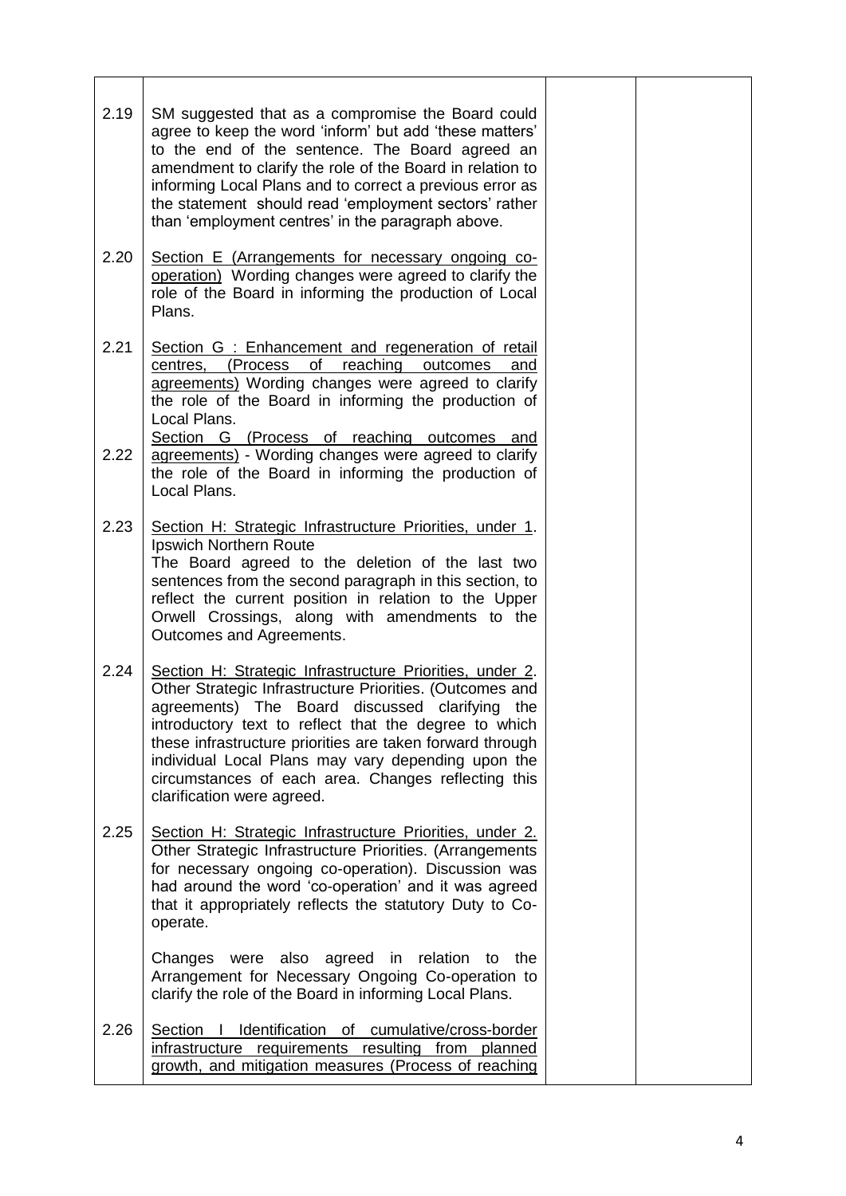| | | | |
|---|---|---|---|
| 2.19 | SM suggested that as a compromise the Board could agree to keep the word 'inform' but add 'these matters' to the end of the sentence. The Board agreed an amendment to clarify the role of the Board in relation to informing Local Plans and to correct a previous error as the statement should read 'employment sectors' rather than 'employment centres' in the paragraph above. | | |
| 2.20 | <u>Section E (Arrangements for necessary ongoing co-operation)</u> Wording changes were agreed to clarify the role of the Board in informing the production of Local Plans. | | |
| 2.21 | <u>Section G : Enhancement and regeneration of retail centres, (Process of reaching outcomes and agreements)</u> Wording changes were agreed to clarify the role of the Board in informing the production of Local Plans. | | |
| 2.22 | <u>Section G (Process of reaching outcomes and agreements)</u> - Wording changes were agreed to clarify the role of the Board in informing the production of Local Plans. | | |
| 2.23 | <u>Section H: Strategic Infrastructure Priorities, under 1</u>. Ipswich Northern Route<br>The Board agreed to the deletion of the last two sentences from the second paragraph in this section, to reflect the current position in relation to the Upper Orwell Crossings, along with amendments to the Outcomes and Agreements. | | |
| 2.24 | <u>Section H: Strategic Infrastructure Priorities, under 2</u>. Other Strategic Infrastructure Priorities. (Outcomes and agreements) The Board discussed clarifying the introductory text to reflect that the degree to which these infrastructure priorities are taken forward through individual Local Plans may vary depending upon the circumstances of each area. Changes reflecting this clarification were agreed. | | |
| 2.25 | <u>Section H: Strategic Infrastructure Priorities, under 2.</u> Other Strategic Infrastructure Priorities. (Arrangements for necessary ongoing co-operation). Discussion was had around the word 'co-operation' and it was agreed that it appropriately reflects the statutory Duty to Co-operate.<br><br>Changes were also agreed in relation to the Arrangement for Necessary Ongoing Co-operation to clarify the role of the Board in informing Local Plans. | | |
| 2.26 | <u>Section I Identification of cumulative/cross-border infrastructure requirements resulting from planned growth, and mitigation measures (Process of reaching</u> | | |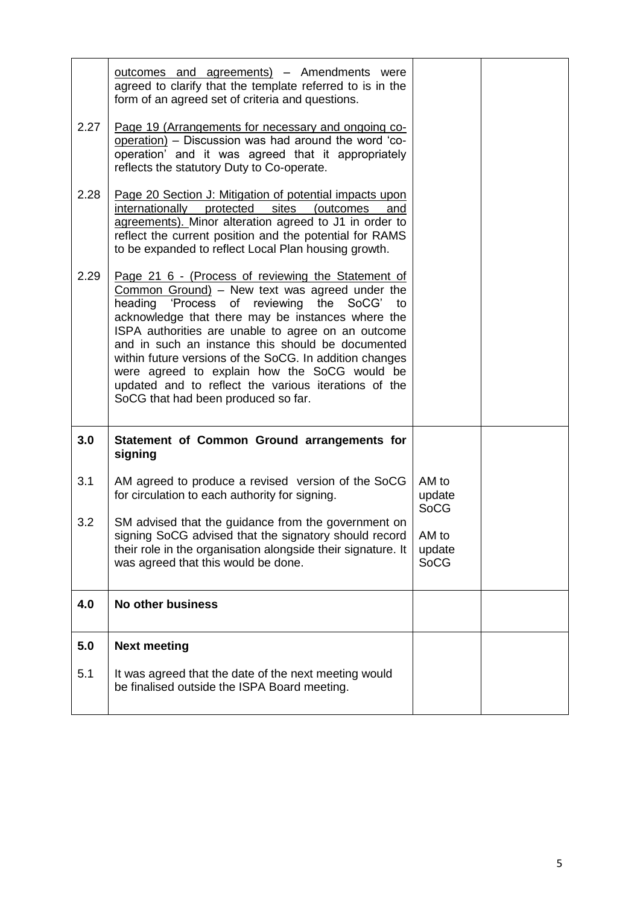| | | | |
|---|---|---|---|
| | outcomes and agreements) – Amendments were agreed to clarify that the template referred to is in the form of an agreed set of criteria and questions. | | |
| 2.27 | Page 19 (Arrangements for necessary and ongoing co-operation) – Discussion was had around the word 'co-operation' and it was agreed that it appropriately reflects the statutory Duty to Co-operate. | | |
| 2.28 | Page 20 Section J: Mitigation of potential impacts upon internationally protected sites (outcomes and agreements). Minor alteration agreed to J1 in order to reflect the current position and the potential for RAMS to be expanded to reflect Local Plan housing growth. | | |
| 2.29 | Page 21 6 - (Process of reviewing the Statement of Common Ground) – New text was agreed under the heading 'Process of reviewing the SoCG' to acknowledge that there may be instances where the ISPA authorities are unable to agree on an outcome and in such an instance this should be documented within future versions of the SoCG. In addition changes were agreed to explain how the SoCG would be updated and to reflect the various iterations of the SoCG that had been produced so far. | | |
| **3.0** | **Statement of Common Ground arrangements for signing** | | |
| 3.1 | AM agreed to produce a revised version of the SoCG for circulation to each authority for signing. | AM to update SoCG | |
| 3.2 | SM advised that the guidance from the government on signing SoCG advised that the signatory should record their role in the organisation alongside their signature. It was agreed that this would be done. | AM to update SoCG | |
| **4.0** | **No other business** | | |
| **5.0** | **Next meeting** | | |
| 5.1 | It was agreed that the date of the next meeting would be finalised outside the ISPA Board meeting. | | |